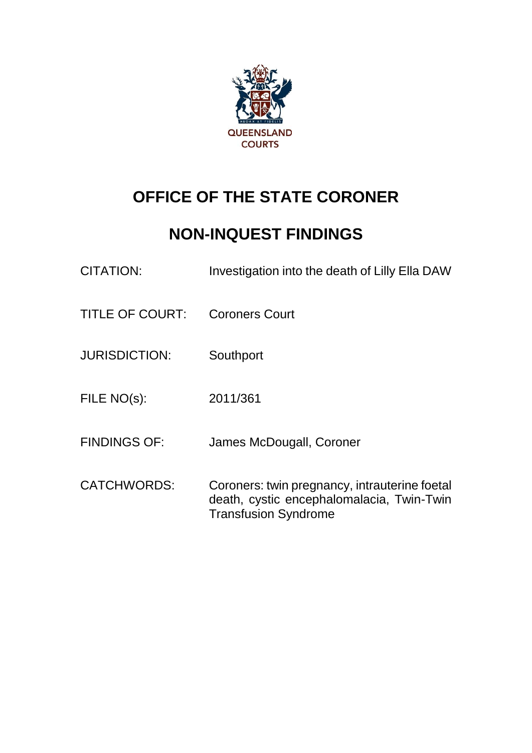QUEENSLAND COURTS

# OFFICE OF THE STATE CORONER

# NON-INQUEST FINDINGS

| | |
|---|---|
| CITATION: | Investigation into the death of Lilly Ella DAW |
| TITLE OF COURT: | Coroners Court |
| JURISDICTION: | Southport |
| FILE NO(s): | 2011/361 |
| FINDINGS OF: | James McDougall, Coroner |
| CATCHWORDS: | Coroners: twin pregnancy, intrauterine foetal death, cystic encephalomalacia, Twin-Twin Transfusion Syndrome |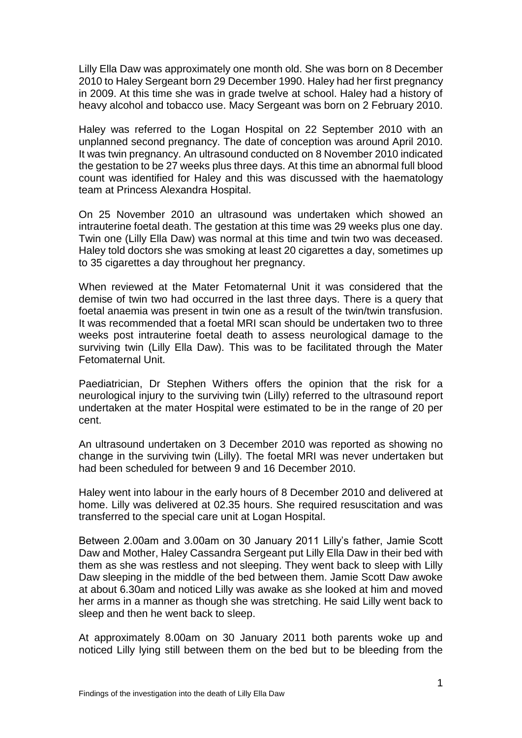Lilly Ella Daw was approximately one month old. She was born on 8 December 2010 to Haley Sergeant born 29 December 1990. Haley had her first pregnancy in 2009. At this time she was in grade twelve at school. Haley had a history of heavy alcohol and tobacco use. Macy Sergeant was born on 2 February 2010.

Haley was referred to the Logan Hospital on 22 September 2010 with an unplanned second pregnancy. The date of conception was around April 2010. It was twin pregnancy. An ultrasound conducted on 8 November 2010 indicated the gestation to be 27 weeks plus three days. At this time an abnormal full blood count was identified for Haley and this was discussed with the haematology team at Princess Alexandra Hospital.

On 25 November 2010 an ultrasound was undertaken which showed an intrauterine foetal death. The gestation at this time was 29 weeks plus one day. Twin one (Lilly Ella Daw) was normal at this time and twin two was deceased. Haley told doctors she was smoking at least 20 cigarettes a day, sometimes up to 35 cigarettes a day throughout her pregnancy.

When reviewed at the Mater Fetomaternal Unit it was considered that the demise of twin two had occurred in the last three days. There is a query that foetal anaemia was present in twin one as a result of the twin/twin transfusion. It was recommended that a foetal MRI scan should be undertaken two to three weeks post intrauterine foetal death to assess neurological damage to the surviving twin (Lilly Ella Daw). This was to be facilitated through the Mater Fetomaternal Unit.

Paediatrician, Dr Stephen Withers offers the opinion that the risk for a neurological injury to the surviving twin (Lilly) referred to the ultrasound report undertaken at the mater Hospital were estimated to be in the range of 20 per cent.

An ultrasound undertaken on 3 December 2010 was reported as showing no change in the surviving twin (Lilly). The foetal MRI was never undertaken but had been scheduled for between 9 and 16 December 2010.

Haley went into labour in the early hours of 8 December 2010 and delivered at home. Lilly was delivered at 02.35 hours. She required resuscitation and was transferred to the special care unit at Logan Hospital.

Between 2.00am and 3.00am on 30 January 2011 Lilly's father, Jamie Scott Daw and Mother, Haley Cassandra Sergeant put Lilly Ella Daw in their bed with them as she was restless and not sleeping. They went back to sleep with Lilly Daw sleeping in the middle of the bed between them. Jamie Scott Daw awoke at about 6.30am and noticed Lilly was awake as she looked at him and moved her arms in a manner as though she was stretching. He said Lilly went back to sleep and then he went back to sleep.

At approximately 8.00am on 30 January 2011 both parents woke up and noticed Lilly lying still between them on the bed but to be bleeding from the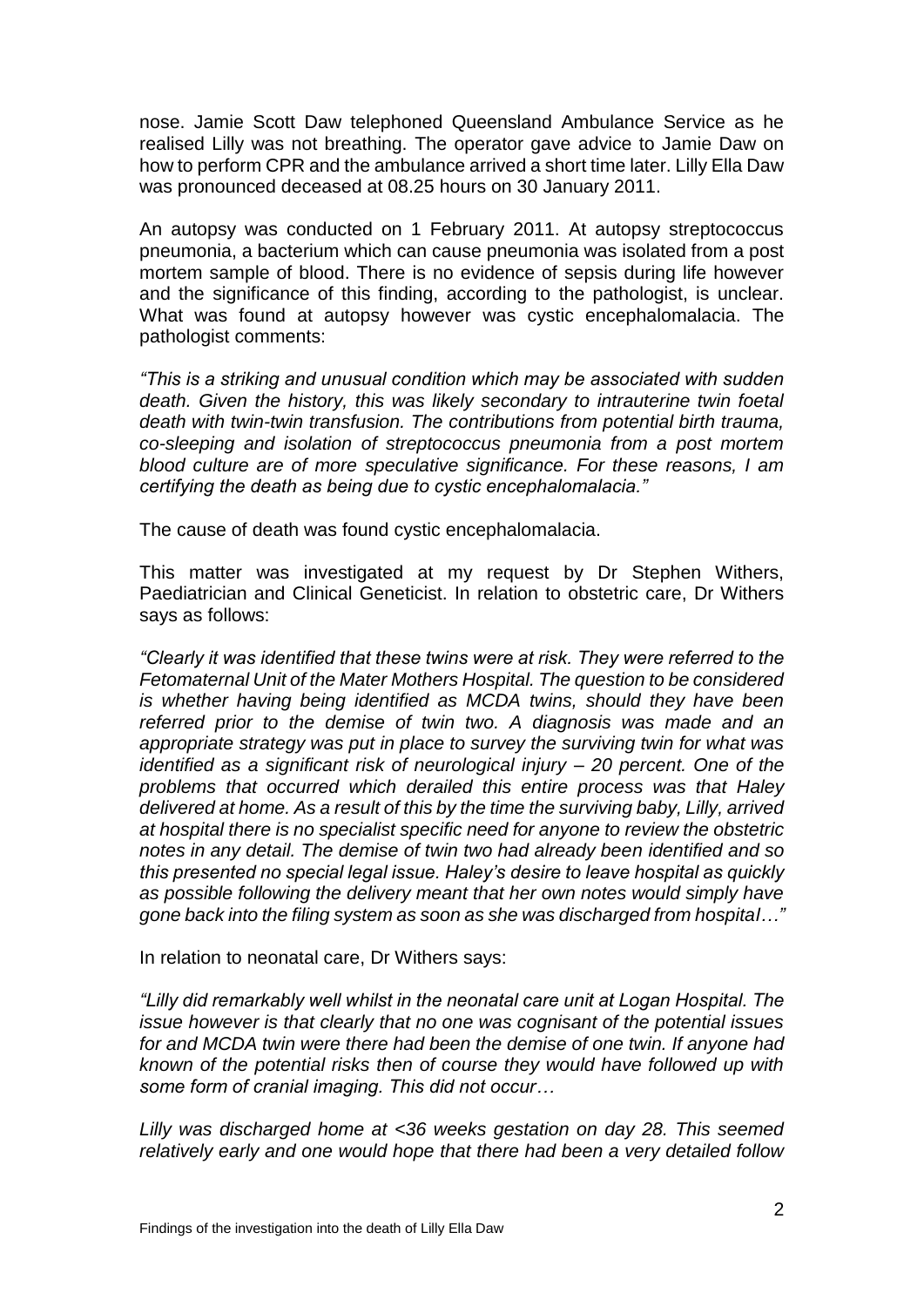nose. Jamie Scott Daw telephoned Queensland Ambulance Service as he realised Lilly was not breathing. The operator gave advice to Jamie Daw on how to perform CPR and the ambulance arrived a short time later. Lilly Ella Daw was pronounced deceased at 08.25 hours on 30 January 2011.

An autopsy was conducted on 1 February 2011. At autopsy streptococcus pneumonia, a bacterium which can cause pneumonia was isolated from a post mortem sample of blood. There is no evidence of sepsis during life however and the significance of this finding, according to the pathologist, is unclear. What was found at autopsy however was cystic encephalomalacia. The pathologist comments:

*"This is a striking and unusual condition which may be associated with sudden death. Given the history, this was likely secondary to intrauterine twin foetal death with twin-twin transfusion. The contributions from potential birth trauma, co-sleeping and isolation of streptococcus pneumonia from a post mortem blood culture are of more speculative significance. For these reasons, I am certifying the death as being due to cystic encephalomalacia."*

The cause of death was found cystic encephalomalacia.

This matter was investigated at my request by Dr Stephen Withers, Paediatrician and Clinical Geneticist. In relation to obstetric care, Dr Withers says as follows:

*"Clearly it was identified that these twins were at risk. They were referred to the Fetomaternal Unit of the Mater Mothers Hospital. The question to be considered is whether having being identified as MCDA twins, should they have been referred prior to the demise of twin two. A diagnosis was made and an appropriate strategy was put in place to survey the surviving twin for what was identified as a significant risk of neurological injury – 20 percent. One of the problems that occurred which derailed this entire process was that Haley delivered at home. As a result of this by the time the surviving baby, Lilly, arrived at hospital there is no specialist specific need for anyone to review the obstetric notes in any detail. The demise of twin two had already been identified and so this presented no special legal issue. Haley's desire to leave hospital as quickly as possible following the delivery meant that her own notes would simply have gone back into the filing system as soon as she was discharged from hospital…"*

In relation to neonatal care, Dr Withers says:

*"Lilly did remarkably well whilst in the neonatal care unit at Logan Hospital. The issue however is that clearly that no one was cognisant of the potential issues for and MCDA twin were there had been the demise of one twin. If anyone had known of the potential risks then of course they would have followed up with some form of cranial imaging. This did not occur…*

*Lilly was discharged home at <36 weeks gestation on day 28. This seemed relatively early and one would hope that there had been a very detailed follow*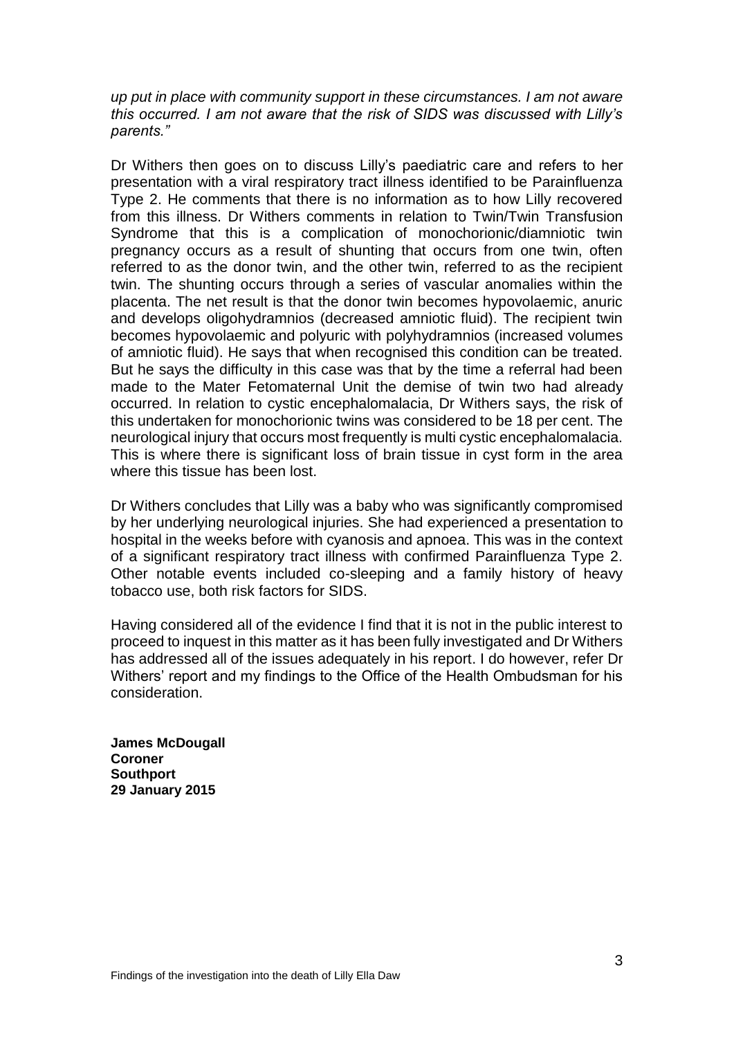*up put in place with community support in these circumstances. I am not aware this occurred. I am not aware that the risk of SIDS was discussed with Lilly's parents."*

Dr Withers then goes on to discuss Lilly's paediatric care and refers to her presentation with a viral respiratory tract illness identified to be Parainfluenza Type 2. He comments that there is no information as to how Lilly recovered from this illness. Dr Withers comments in relation to Twin/Twin Transfusion Syndrome that this is a complication of monochorionic/diamniotic twin pregnancy occurs as a result of shunting that occurs from one twin, often referred to as the donor twin, and the other twin, referred to as the recipient twin. The shunting occurs through a series of vascular anomalies within the placenta. The net result is that the donor twin becomes hypovolaemic, anuric and develops oligohydramnios (decreased amniotic fluid). The recipient twin becomes hypovolaemic and polyuric with polyhydramnios (increased volumes of amniotic fluid). He says that when recognised this condition can be treated. But he says the difficulty in this case was that by the time a referral had been made to the Mater Fetomaternal Unit the demise of twin two had already occurred. In relation to cystic encephalomalacia, Dr Withers says, the risk of this undertaken for monochorionic twins was considered to be 18 per cent. The neurological injury that occurs most frequently is multi cystic encephalomalacia. This is where there is significant loss of brain tissue in cyst form in the area where this tissue has been lost.

Dr Withers concludes that Lilly was a baby who was significantly compromised by her underlying neurological injuries. She had experienced a presentation to hospital in the weeks before with cyanosis and apnoea. This was in the context of a significant respiratory tract illness with confirmed Parainfluenza Type 2. Other notable events included co-sleeping and a family history of heavy tobacco use, both risk factors for SIDS.

Having considered all of the evidence I find that it is not in the public interest to proceed to inquest in this matter as it has been fully investigated and Dr Withers has addressed all of the issues adequately in his report. I do however, refer Dr Withers' report and my findings to the Office of the Health Ombudsman for his consideration.

**James McDougall**
**Coroner**
**Southport**
**29 January 2015**